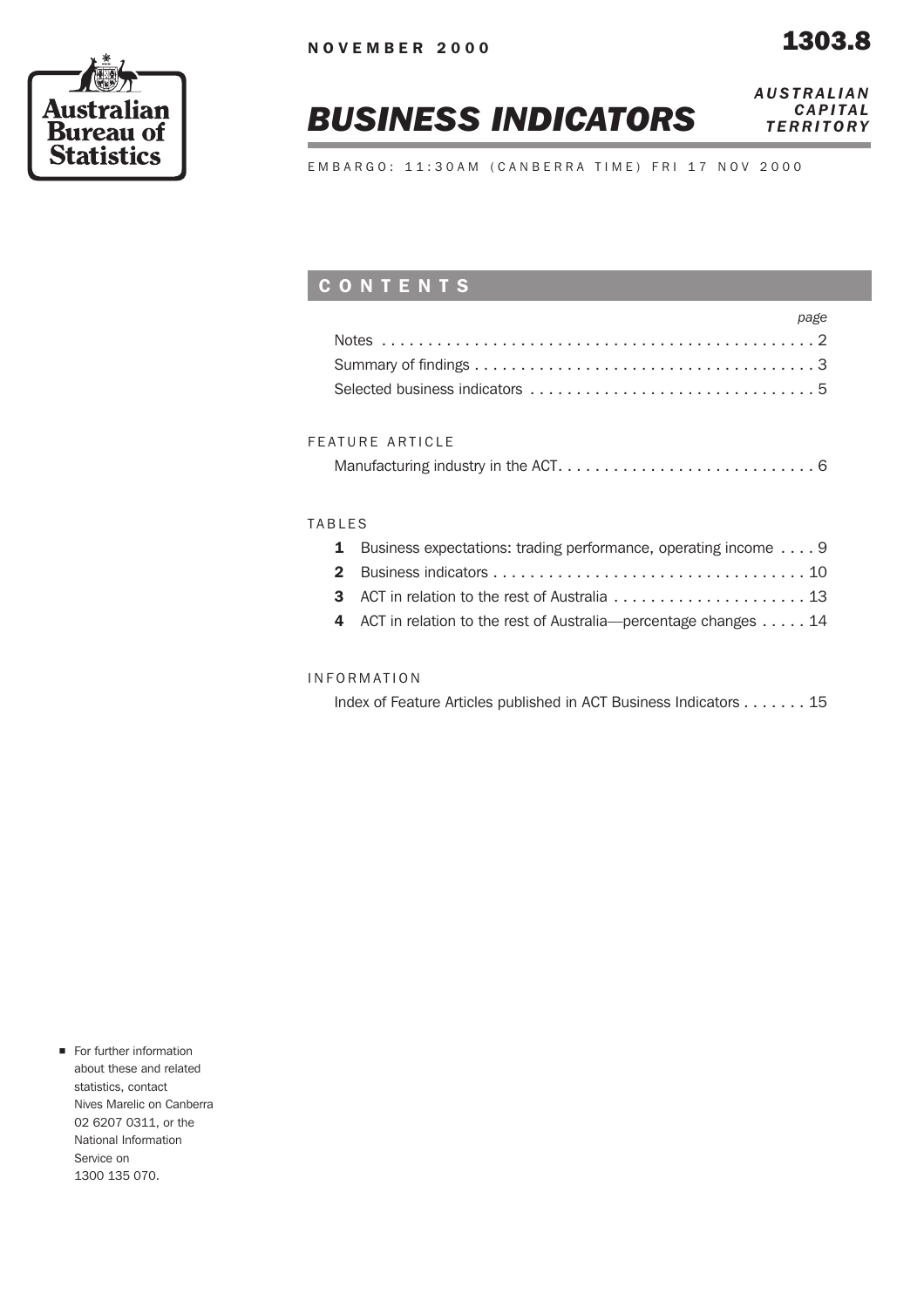NOVEMBER 2000

1303.8

Australian Bureau of Statistics

# BUSINESS INDICATORS

*AUSTRALIAN CAPITAL TERRITORY*

EMBARGO: 11:30AM (CANBERRA TIME) FRI 17 NOV 2000

## CONTENTS

| | page |
|---|---|
| Notes | 2 |
| Summary of findings | 3 |
| Selected business indicators | 5 |

FEATURE ARTICLE

| | |
|---|---|
| Manufacturing industry in the ACT | 6 |

TABLES

| | | |
|---|---|---|
| **1** | Business expectations: trading performance, operating income | 9 |
| **2** | Business indicators | 10 |
| **3** | ACT in relation to the rest of Australia | 13 |
| **4** | ACT in relation to the rest of Australia—percentage changes | 14 |

INFORMATION

| | |
|---|---|
| Index of Feature Articles published in ACT Business Indicators | 15 |

- For further information about these and related statistics, contact Nives Marelic on Canberra 02 6207 0311, or the National Information Service on 1300 135 070.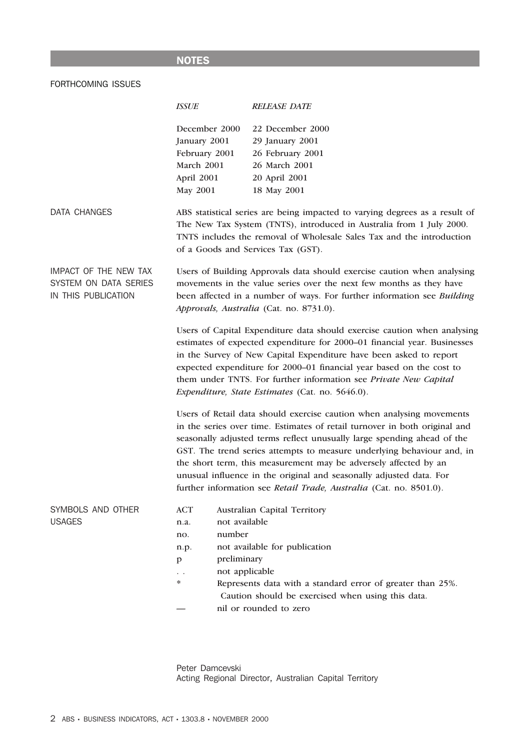# NOTES

## FORTHCOMING ISSUES

| *ISSUE* | *RELEASE DATE* |
|---|---|
| December 2000 | 22 December 2000 |
| January 2001 | 29 January 2001 |
| February 2001 | 26 February 2001 |
| March 2001 | 26 March 2001 |
| April 2001 | 20 April 2001 |
| May 2001 | 18 May 2001 |

## DATA CHANGES

ABS statistical series are being impacted to varying degrees as a result of The New Tax System (TNTS), introduced in Australia from 1 July 2000. TNTS includes the removal of Wholesale Sales Tax and the introduction of a Goods and Services Tax (GST).

## IMPACT OF THE NEW TAX SYSTEM ON DATA SERIES IN THIS PUBLICATION

Users of Building Approvals data should exercise caution when analysing movements in the value series over the next few months as they have been affected in a number of ways. For further information see *Building Approvals, Australia* (Cat. no. 8731.0).

Users of Capital Expenditure data should exercise caution when analysing estimates of expected expenditure for 2000–01 financial year. Businesses in the Survey of New Capital Expenditure have been asked to report expected expenditure for 2000–01 financial year based on the cost to them under TNTS. For further information see *Private New Capital Expenditure, State Estimates* (Cat. no. 5646.0).

Users of Retail data should exercise caution when analysing movements in the series over time. Estimates of retail turnover in both original and seasonally adjusted terms reflect unusually large spending ahead of the GST. The trend series attempts to measure underlying behaviour and, in the short term, this measurement may be adversely affected by an unusual influence in the original and seasonally adjusted data. For further information see *Retail Trade, Australia* (Cat. no. 8501.0).

## SYMBOLS AND OTHER USAGES

| | |
|---|---|
| ACT | Australian Capital Territory |
| n.a. | not available |
| no. | number |
| n.p. | not available for publication |
| p | preliminary |
| . . | not applicable |
| * | Represents data with a standard error of greater than 25%. Caution should be exercised when using this data. |
| — | nil or rounded to zero |

Peter Damcevski
Acting Regional Director, Australian Capital Territory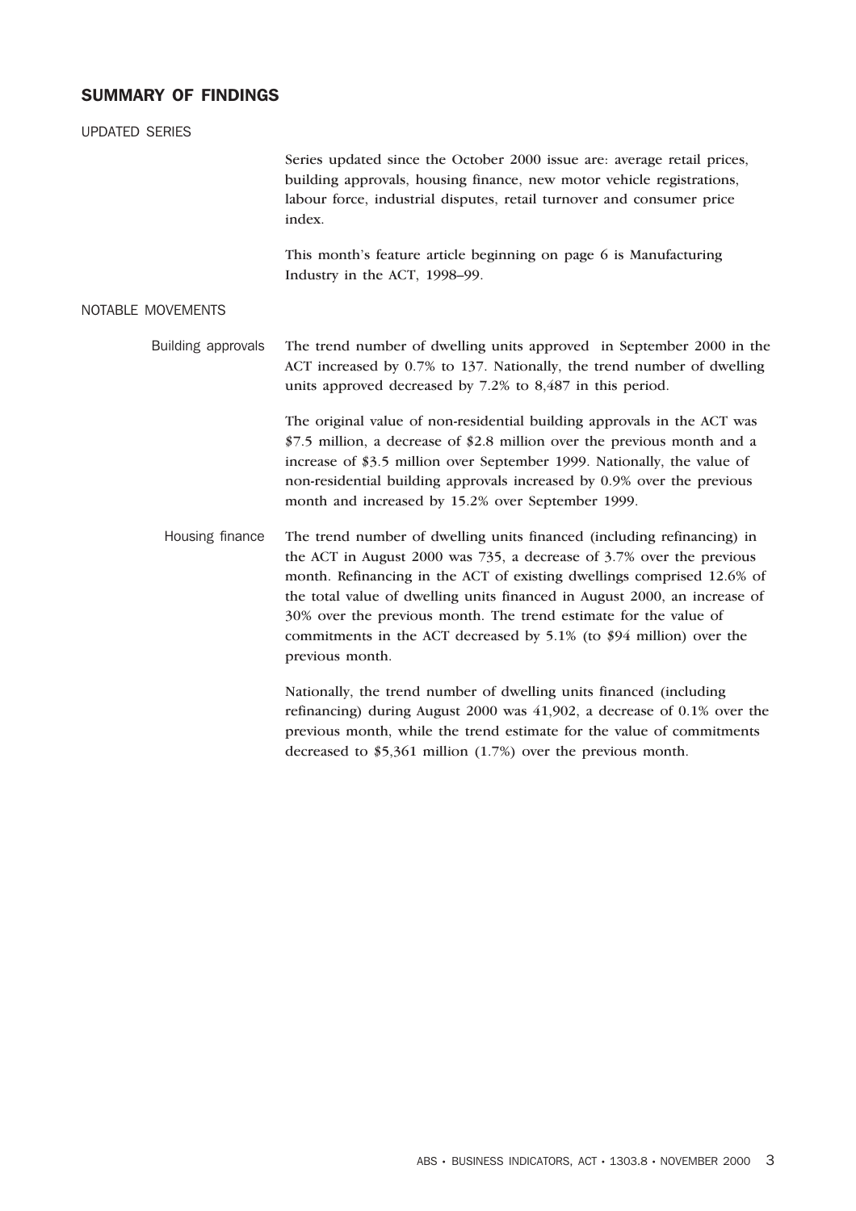## SUMMARY OF FINDINGS

### UPDATED SERIES

Series updated since the October 2000 issue are: average retail prices, building approvals, housing finance, new motor vehicle registrations, labour force, industrial disputes, retail turnover and consumer price index.

This month's feature article beginning on page 6 is Manufacturing Industry in the ACT, 1998–99.

### NOTABLE MOVEMENTS

#### Building approvals

The trend number of dwelling units approved in September 2000 in the ACT increased by 0.7% to 137. Nationally, the trend number of dwelling units approved decreased by 7.2% to 8,487 in this period.

The original value of non-residential building approvals in the ACT was $7.5 million, a decrease of $2.8 million over the previous month and a increase of $3.5 million over September 1999. Nationally, the value of non-residential building approvals increased by 0.9% over the previous month and increased by 15.2% over September 1999.

#### Housing finance

The trend number of dwelling units financed (including refinancing) in the ACT in August 2000 was 735, a decrease of 3.7% over the previous month. Refinancing in the ACT of existing dwellings comprised 12.6% of the total value of dwelling units financed in August 2000, an increase of 30% over the previous month. The trend estimate for the value of commitments in the ACT decreased by 5.1% (to $94 million) over the previous month.

Nationally, the trend number of dwelling units financed (including refinancing) during August 2000 was 41,902, a decrease of 0.1% over the previous month, while the trend estimate for the value of commitments decreased to $5,361 million (1.7%) over the previous month.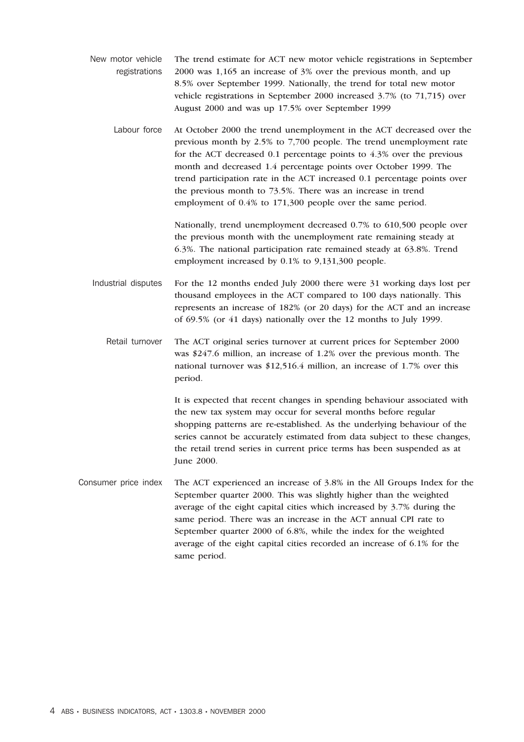## New motor vehicle registrations

The trend estimate for ACT new motor vehicle registrations in September 2000 was 1,165 an increase of 3% over the previous month, and up 8.5% over September 1999. Nationally, the trend for total new motor vehicle registrations in September 2000 increased 3.7% (to 71,715) over August 2000 and was up 17.5% over September 1999

## Labour force

At October 2000 the trend unemployment in the ACT decreased over the previous month by 2.5% to 7,700 people. The trend unemployment rate for the ACT decreased 0.1 percentage points to 4.3% over the previous month and decreased 1.4 percentage points over October 1999. The trend participation rate in the ACT increased 0.1 percentage points over the previous month to 73.5%. There was an increase in trend employment of 0.4% to 171,300 people over the same period.

Nationally, trend unemployment decreased 0.7% to 610,500 people over the previous month with the unemployment rate remaining steady at 6.3%. The national participation rate remained steady at 63.8%. Trend employment increased by 0.1% to 9,131,300 people.

## Industrial disputes

For the 12 months ended July 2000 there were 31 working days lost per thousand employees in the ACT compared to 100 days nationally. This represents an increase of 182% (or 20 days) for the ACT and an increase of 69.5% (or 41 days) nationally over the 12 months to July 1999.

## Retail turnover

The ACT original series turnover at current prices for September 2000 was $247.6 million, an increase of 1.2% over the previous month. The national turnover was $12,516.4 million, an increase of 1.7% over this period.

It is expected that recent changes in spending behaviour associated with the new tax system may occur for several months before regular shopping patterns are re-established. As the underlying behaviour of the series cannot be accurately estimated from data subject to these changes, the retail trend series in current price terms has been suspended as at June 2000.

## Consumer price index

The ACT experienced an increase of 3.8% in the All Groups Index for the September quarter 2000. This was slightly higher than the weighted average of the eight capital cities which increased by 3.7% during the same period. There was an increase in the ACT annual CPI rate to September quarter 2000 of 6.8%, while the index for the weighted average of the eight capital cities recorded an increase of 6.1% for the same period.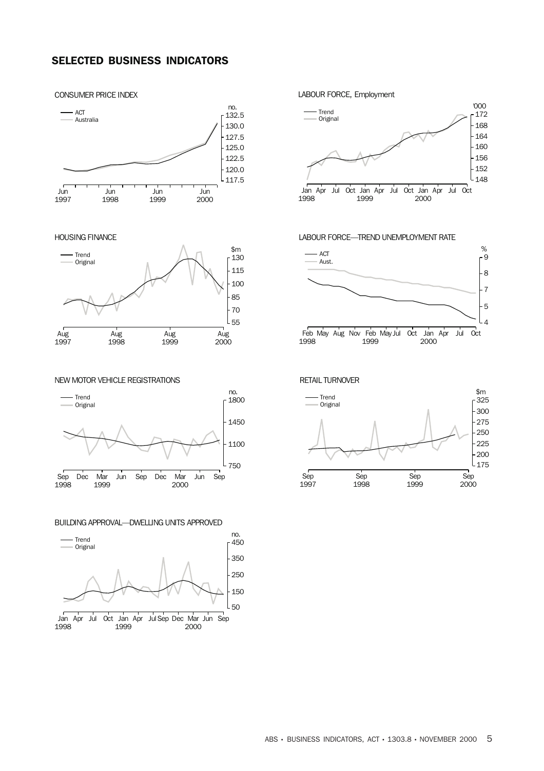## SELECTED BUSINESS INDICATORS

CONSUMER PRICE INDEX

LABOUR FORCE, Employment

HOUSING FINANCE

LABOUR FORCE—TREND UNEMPLOYMENT RATE

NEW MOTOR VEHICLE REGISTRATIONS

RETAIL TURNOVER

BUILDING APPROVAL—DWELLING UNITS APPROVED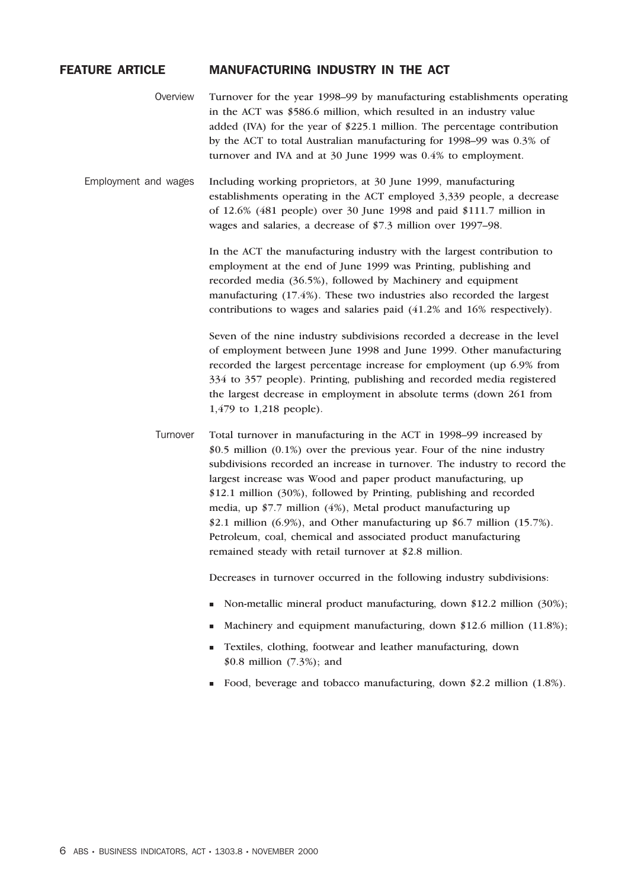# FEATURE ARTICLE — MANUFACTURING INDUSTRY IN THE ACT

## Overview

Turnover for the year 1998–99 by manufacturing establishments operating in the ACT was $586.6 million, which resulted in an industry value added (IVA) for the year of $225.1 million. The percentage contribution by the ACT to total Australian manufacturing for 1998–99 was 0.3% of turnover and IVA and at 30 June 1999 was 0.4% to employment.

## Employment and wages

Including working proprietors, at 30 June 1999, manufacturing establishments operating in the ACT employed 3,339 people, a decrease of 12.6% (481 people) over 30 June 1998 and paid $111.7 million in wages and salaries, a decrease of $7.3 million over 1997–98.

In the ACT the manufacturing industry with the largest contribution to employment at the end of June 1999 was Printing, publishing and recorded media (36.5%), followed by Machinery and equipment manufacturing (17.4%). These two industries also recorded the largest contributions to wages and salaries paid (41.2% and 16% respectively).

Seven of the nine industry subdivisions recorded a decrease in the level of employment between June 1998 and June 1999. Other manufacturing recorded the largest percentage increase for employment (up 6.9% from 334 to 357 people). Printing, publishing and recorded media registered the largest decrease in employment in absolute terms (down 261 from 1,479 to 1,218 people).

## Turnover

Total turnover in manufacturing in the ACT in 1998–99 increased by $0.5 million (0.1%) over the previous year. Four of the nine industry subdivisions recorded an increase in turnover. The industry to record the largest increase was Wood and paper product manufacturing, up $12.1 million (30%), followed by Printing, publishing and recorded media, up $7.7 million (4%), Metal product manufacturing up $2.1 million (6.9%), and Other manufacturing up $6.7 million (15.7%). Petroleum, coal, chemical and associated product manufacturing remained steady with retail turnover at $2.8 million.

Decreases in turnover occurred in the following industry subdivisions:

- Non-metallic mineral product manufacturing, down $12.2 million (30%);
- Machinery and equipment manufacturing, down $12.6 million (11.8%);
- Textiles, clothing, footwear and leather manufacturing, down $0.8 million (7.3%); and
- Food, beverage and tobacco manufacturing, down $2.2 million (1.8%).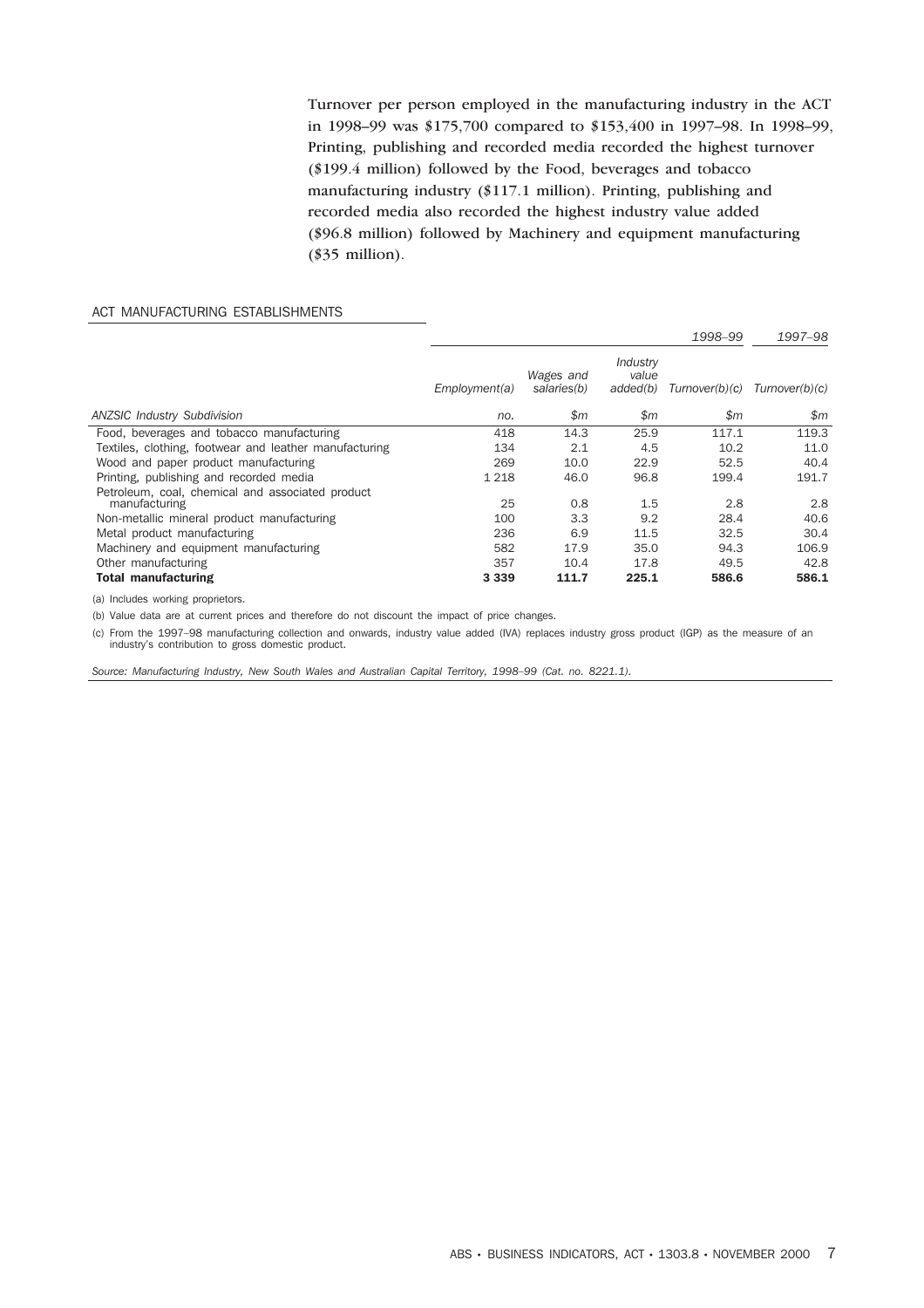Turnover per person employed in the manufacturing industry in the ACT in 1998–99 was $175,700 compared to $153,400 in 1997–98. In 1998–99, Printing, publishing and recorded media recorded the highest turnover ($199.4 million) followed by the Food, beverages and tobacco manufacturing industry ($117.1 million). Printing, publishing and recorded media also recorded the highest industry value added ($96.8 million) followed by Machinery and equipment manufacturing ($35 million).

ACT MANUFACTURING ESTABLISHMENTS

| | 1998–99 | | | | 1997–98 |
|---|---|---|---|---|---|
| | Employment(a) | Wages and salaries(b) | Industry value added(b) | Turnover(b)(c) | Turnover(b)(c) |
| *ANZSIC Industry Subdivision* | *no.* | *$m* | *$m* | *$m* | *$m* |
| Food, beverages and tobacco manufacturing | 418 | 14.3 | 25.9 | 117.1 | 119.3 |
| Textiles, clothing, footwear and leather manufacturing | 134 | 2.1 | 4.5 | 10.2 | 11.0 |
| Wood and paper product manufacturing | 269 | 10.0 | 22.9 | 52.5 | 40.4 |
| Printing, publishing and recorded media | 1 218 | 46.0 | 96.8 | 199.4 | 191.7 |
| Petroleum, coal, chemical and associated product manufacturing | 25 | 0.8 | 1.5 | 2.8 | 2.8 |
| Non-metallic mineral product manufacturing | 100 | 3.3 | 9.2 | 28.4 | 40.6 |
| Metal product manufacturing | 236 | 6.9 | 11.5 | 32.5 | 30.4 |
| Machinery and equipment manufacturing | 582 | 17.9 | 35.0 | 94.3 | 106.9 |
| Other manufacturing | 357 | 10.4 | 17.8 | 49.5 | 42.8 |
| **Total manufacturing** | **3 339** | **111.7** | **225.1** | **586.6** | **586.1** |

(a) Includes working proprietors.

(b) Value data are at current prices and therefore do not discount the impact of price changes.

(c) From the 1997–98 manufacturing collection and onwards, industry value added (IVA) replaces industry gross product (IGP) as the measure of an industry's contribution to gross domestic product.

*Source: Manufacturing Industry, New South Wales and Australian Capital Territory, 1998–99 (Cat. no. 8221.1).*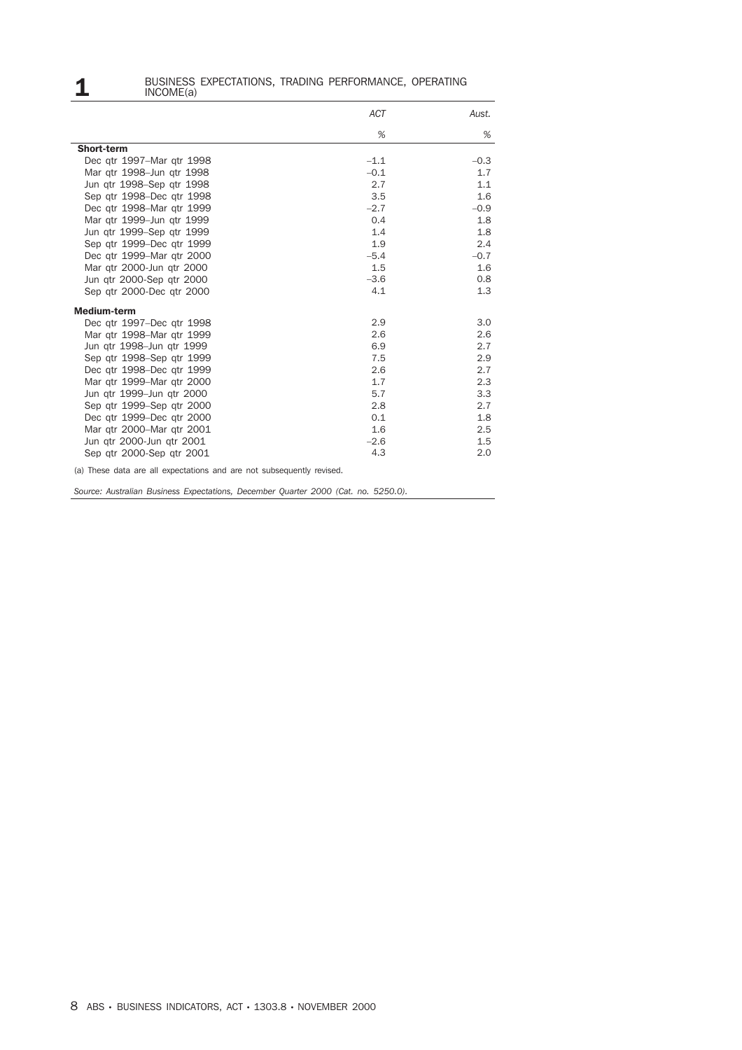## 1 BUSINESS EXPECTATIONS, TRADING PERFORMANCE, OPERATING INCOME(a)

| | *ACT* | *Aust.* |
|---|---|---|
| | *%* | *%* |
| **Short-term** | | |
| Dec qtr 1997–Mar qtr 1998 | –1.1 | –0.3 |
| Mar qtr 1998–Jun qtr 1998 | –0.1 | 1.7 |
| Jun qtr 1998–Sep qtr 1998 | 2.7 | 1.1 |
| Sep qtr 1998–Dec qtr 1998 | 3.5 | 1.6 |
| Dec qtr 1998–Mar qtr 1999 | –2.7 | –0.9 |
| Mar qtr 1999–Jun qtr 1999 | 0.4 | 1.8 |
| Jun qtr 1999–Sep qtr 1999 | 1.4 | 1.8 |
| Sep qtr 1999–Dec qtr 1999 | 1.9 | 2.4 |
| Dec qtr 1999–Mar qtr 2000 | –5.4 | –0.7 |
| Mar qtr 2000-Jun qtr 2000 | 1.5 | 1.6 |
| Jun qtr 2000-Sep qtr 2000 | –3.6 | 0.8 |
| Sep qtr 2000-Dec qtr 2000 | 4.1 | 1.3 |
| **Medium-term** | | |
| Dec qtr 1997–Dec qtr 1998 | 2.9 | 3.0 |
| Mar qtr 1998–Mar qtr 1999 | 2.6 | 2.6 |
| Jun qtr 1998–Jun qtr 1999 | 6.9 | 2.7 |
| Sep qtr 1998–Sep qtr 1999 | 7.5 | 2.9 |
| Dec qtr 1998–Dec qtr 1999 | 2.6 | 2.7 |
| Mar qtr 1999–Mar qtr 2000 | 1.7 | 2.3 |
| Jun qtr 1999–Jun qtr 2000 | 5.7 | 3.3 |
| Sep qtr 1999–Sep qtr 2000 | 2.8 | 2.7 |
| Dec qtr 1999–Dec qtr 2000 | 0.1 | 1.8 |
| Mar qtr 2000–Mar qtr 2001 | 1.6 | 2.5 |
| Jun qtr 2000-Jun qtr 2001 | –2.6 | 1.5 |
| Sep qtr 2000-Sep qtr 2001 | 4.3 | 2.0 |

(a) These data are all expectations and are not subsequently revised.

*Source: Australian Business Expectations, December Quarter 2000 (Cat. no. 5250.0).*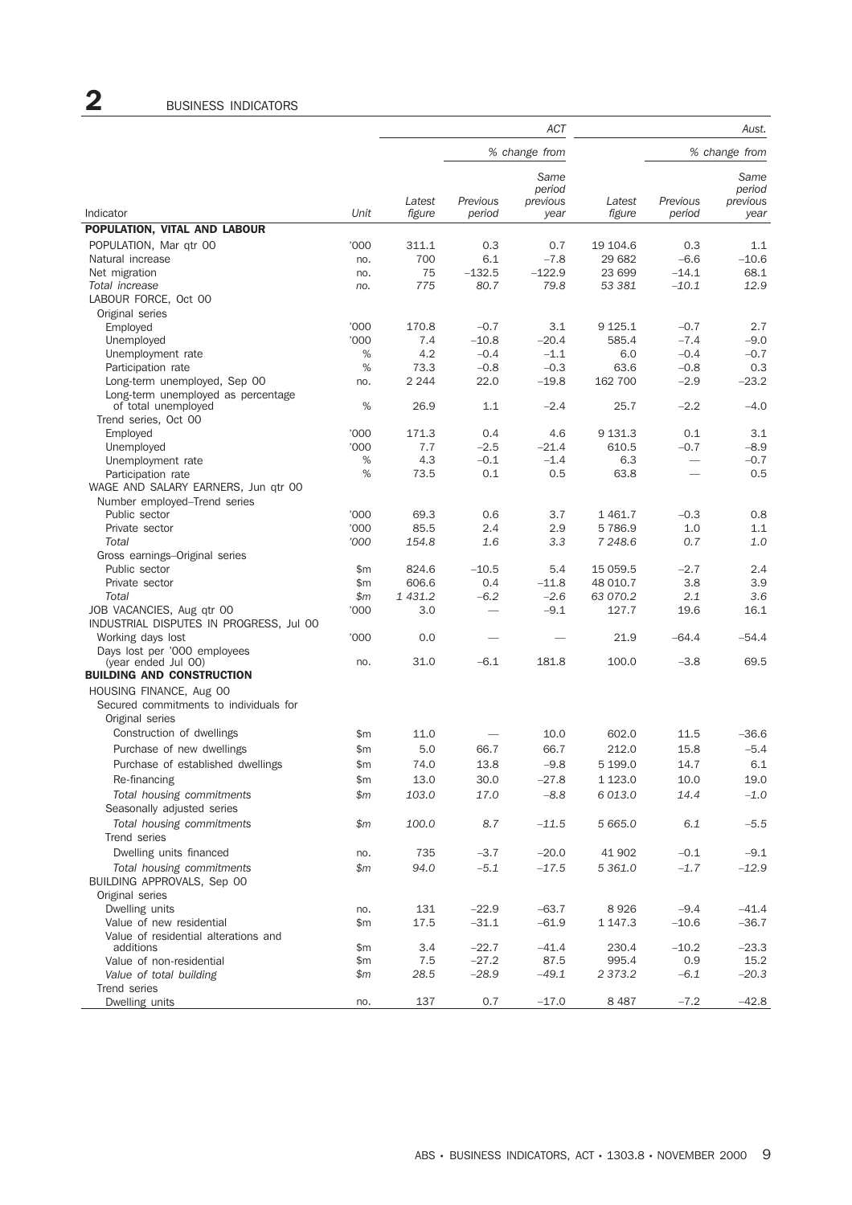# 2 BUSINESS INDICATORS

| Indicator | Unit | ACT Latest figure | ACT % change from Previous period | ACT % change from Same period previous year | Aust. Latest figure | Aust. % change from Previous period | Aust. % change from Same period previous year |
|---|---|---|---|---|---|---|---|
| **POPULATION, VITAL AND LABOUR** | | | | | | | |
| POPULATION, Mar qtr 00 | '000 | 311.1 | 0.3 | 0.7 | 19 104.6 | 0.3 | 1.1 |
| Natural increase | no. | 700 | 6.1 | −7.8 | 29 682 | −6.6 | −10.6 |
| Net migration | no. | 75 | −132.5 | −122.9 | 23 699 | −14.1 | 68.1 |
| *Total increase* | *no.* | *775* | *80.7* | *79.8* | *53 381* | *−10.1* | *12.9* |
| LABOUR FORCE, Oct 00 | | | | | | | |
| Original series | | | | | | | |
| Employed | '000 | 170.8 | −0.7 | 3.1 | 9 125.1 | −0.7 | 2.7 |
| Unemployed | '000 | 7.4 | −10.8 | −20.4 | 585.4 | −7.4 | −9.0 |
| Unemployment rate | % | 4.2 | −0.4 | −1.1 | 6.0 | −0.4 | −0.7 |
| Participation rate | % | 73.3 | −0.8 | −0.3 | 63.6 | −0.8 | 0.3 |
| Long-term unemployed, Sep 00 | no. | 2 244 | 22.0 | −19.8 | 162 700 | −2.9 | −23.2 |
| Long-term unemployed as percentage of total unemployed | % | 26.9 | 1.1 | −2.4 | 25.7 | −2.2 | −4.0 |
| Trend series, Oct 00 | | | | | | | |
| Employed | '000 | 171.3 | 0.4 | 4.6 | 9 131.3 | 0.1 | 3.1 |
| Unemployed | '000 | 7.7 | −2.5 | −21.4 | 610.5 | −0.7 | −8.9 |
| Unemployment rate | % | 4.3 | −0.1 | −1.4 | 6.3 | — | −0.7 |
| Participation rate | % | 73.5 | 0.1 | 0.5 | 63.8 | — | 0.5 |
| WAGE AND SALARY EARNERS, Jun qtr 00 | | | | | | | |
| Number employed–Trend series | | | | | | | |
| Public sector | '000 | 69.3 | 0.6 | 3.7 | 1 461.7 | −0.3 | 0.8 |
| Private sector | '000 | 85.5 | 2.4 | 2.9 | 5 786.9 | 1.0 | 1.1 |
| *Total* | *'000* | *154.8* | *1.6* | *3.3* | *7 248.6* | *0.7* | *1.0* |
| Gross earnings–Original series | | | | | | | |
| Public sector | $m | 824.6 | −10.5 | 5.4 | 15 059.5 | −2.7 | 2.4 |
| Private sector | $m | 606.6 | 0.4 | −11.8 | 48 010.7 | 3.8 | 3.9 |
| *Total* | *$m* | *1 431.2* | *−6.2* | *−2.6* | *63 070.2* | *2.1* | *3.6* |
| JOB VACANCIES, Aug qtr 00 | '000 | 3.0 | — | −9.1 | 127.7 | 19.6 | 16.1 |
| INDUSTRIAL DISPUTES IN PROGRESS, Jul 00 | | | | | | | |
| Working days lost | '000 | 0.0 | — | — | 21.9 | −64.4 | −54.4 |
| Days lost per '000 employees (year ended Jul 00) | no. | 31.0 | −6.1 | 181.8 | 100.0 | −3.8 | 69.5 |
| **BUILDING AND CONSTRUCTION** | | | | | | | |
| HOUSING FINANCE, Aug 00 | | | | | | | |
| Secured commitments to individuals for | | | | | | | |
| Original series | | | | | | | |
| Construction of dwellings | $m | 11.0 | — | 10.0 | 602.0 | 11.5 | −36.6 |
| Purchase of new dwellings | $m | 5.0 | 66.7 | 66.7 | 212.0 | 15.8 | −5.4 |
| Purchase of established dwellings | $m | 74.0 | 13.8 | −9.8 | 5 199.0 | 14.7 | 6.1 |
| Re-financing | $m | 13.0 | 30.0 | −27.8 | 1 123.0 | 10.0 | 19.0 |
| *Total housing commitments* | *$m* | *103.0* | *17.0* | *−8.8* | *6 013.0* | *14.4* | *−1.0* |
| Seasonally adjusted series | | | | | | | |
| *Total housing commitments* | *$m* | *100.0* | *8.7* | *−11.5* | *5 665.0* | *6.1* | *−5.5* |
| Trend series | | | | | | | |
| Dwelling units financed | no. | 735 | −3.7 | −20.0 | 41 902 | −0.1 | −9.1 |
| *Total housing commitments* | *$m* | *94.0* | *−5.1* | *−17.5* | *5 361.0* | *−1.7* | *−12.9* |
| BUILDING APPROVALS, Sep 00 | | | | | | | |
| Original series | | | | | | | |
| Dwelling units | no. | 131 | −22.9 | −63.7 | 8 926 | −9.4 | −41.4 |
| Value of new residential | $m | 17.5 | −31.1 | −61.9 | 1 147.3 | −10.6 | −36.7 |
| Value of residential alterations and additions | $m | 3.4 | −22.7 | −41.4 | 230.4 | −10.2 | −23.3 |
| Value of non-residential | $m | 7.5 | −27.2 | 87.5 | 995.4 | 0.9 | 15.2 |
| *Value of total building* | *$m* | *28.5* | *−28.9* | *−49.1* | *2 373.2* | *−6.1* | *−20.3* |
| Trend series | | | | | | | |
| Dwelling units | no. | 137 | 0.7 | −17.0 | 8 487 | −7.2 | −42.8 |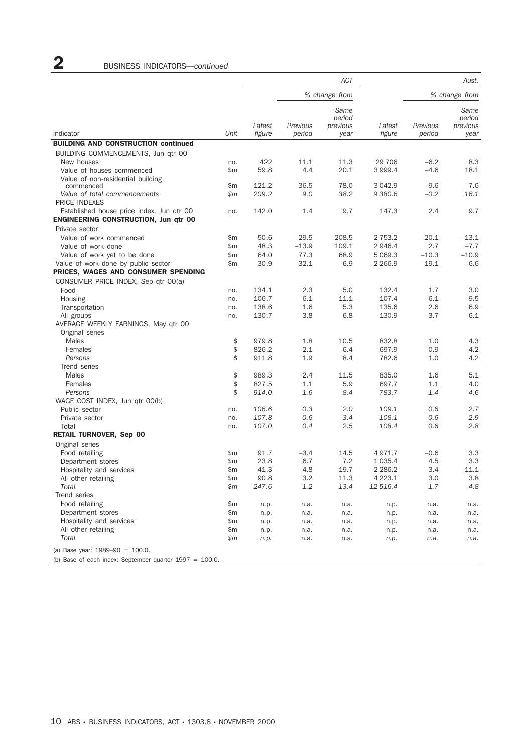# 2 BUSINESS INDICATORS—*continued*

| Indicator | Unit | ACT | | | Aust. | | |
|---|---|---|---|---|---|---|---|
| | | | % change from | | | % change from | |
| | | Latest figure | Previous period | Same period previous year | Latest figure | Previous period | Same period previous year |
| **BUILDING AND CONSTRUCTION continued** | | | | | | | |
| BUILDING COMMENCEMENTS, Jun qtr 00 | | | | | | | |
| New houses | no. | 422 | 11.1 | 11.3 | 29 706 | –6.2 | 8.3 |
| Value of houses commenced | $m | 59.8 | 4.4 | 20.1 | 3 999.4 | –4.6 | 18.1 |
| Value of non-residential building commenced | $m | 121.2 | 36.5 | 78.0 | 3 042.9 | 9.6 | 7.6 |
| *Value of total commencements* | *$m* | *209.2* | *9.0* | *38.2* | *9 380.6* | *–0.2* | *16.1* |
| PRICE INDEXES | | | | | | | |
| Established house price index, Jun qtr 00 | no. | 142.0 | 1.4 | 9.7 | 147.3 | 2.4 | 9.7 |
| **ENGINEERING CONSTRUCTION, Jun qtr 00** | | | | | | | |
| Private sector | | | | | | | |
| Value of work commenced | $m | 50.6 | –29.5 | 208.5 | 2 753.2 | –20.1 | –13.1 |
| Value of work done | $m | 48.3 | –13.9 | 109.1 | 2 946.4 | 2.7 | –7.7 |
| Value of work yet to be done | $m | 64.0 | 77.3 | 68.9 | 5 069.3 | –10.3 | –10.9 |
| Value of work done by public sector | $m | 30.9 | 32.1 | 6.9 | 2 266.9 | 19.1 | 6.6 |
| **PRICES, WAGES AND CONSUMER SPENDING** | | | | | | | |
| CONSUMER PRICE INDEX, Sep qtr 00(a) | | | | | | | |
| Food | no. | 134.1 | 2.3 | 5.0 | 132.4 | 1.7 | 3.0 |
| Housing | no. | 106.7 | 6.1 | 11.1 | 107.4 | 6.1 | 9.5 |
| Transportation | no. | 138.6 | 1.6 | 5.3 | 135.6 | 2.6 | 6.9 |
| All groups | no. | 130.7 | 3.8 | 6.8 | 130.9 | 3.7 | 6.1 |
| AVERAGE WEEKLY EARNINGS, May qtr 00 | | | | | | | |
| Original series | | | | | | | |
| Males | $ | 979.8 | 1.8 | 10.5 | 832.8 | 1.0 | 4.3 |
| Females | $ | 826.2 | 2.1 | 6.4 | 697.9 | 0.9 | 4.2 |
| *Persons* | *$* | 911.8 | 1.9 | 8.4 | 782.6 | 1.0 | 4.2 |
| Trend series | | | | | | | |
| Males | $ | 989.3 | 2.4 | 11.5 | 835.0 | 1.6 | 5.1 |
| Females | $ | 827.5 | 1.1 | 5.9 | 697.7 | 1.1 | 4.0 |
| *Persons* | *$* | *914.0* | *1.6* | *8.4* | *783.7* | *1.4* | *4.6* |
| WAGE COST INDEX, Jun qtr 00(b) | | | | | | | |
| Public sector | no. | *106.6* | *0.3* | *2.0* | *109.1* | *0.6* | *2.7* |
| Private sector | no. | *107.8* | *0.6* | *3.4* | *108.1* | *0.6* | *2.9* |
| Total | no. | *107.0* | *0.4* | *2.5* | *108.4* | *0.6* | *2.8* |
| **RETAIL TURNOVER, Sep 00** | | | | | | | |
| Original series | | | | | | | |
| Food retailing | $m | 91.7 | –3.4 | 14.5 | 4 971.7 | –0.6 | 3.3 |
| Department stores | $m | 23.8 | 6.7 | 7.2 | 1 035.4 | 4.5 | 3.3 |
| Hospitality and services | $m | 41.3 | 4.8 | 19.7 | 2 286.2 | 3.4 | 11.1 |
| All other retailing | $m | 90.8 | 3.2 | 11.3 | 4 223.1 | 3.0 | 3.8 |
| *Total* | *$m* | *247.6* | *1.2* | *13.4* | *12 516.4* | *1.7* | *4.8* |
| Trend series | | | | | | | |
| Food retailing | $m | n.p. | n.a. | n.a. | n.p. | n.a. | n.a. |
| Department stores | $m | n.p. | n.a. | n.a. | n.p. | n.a. | n.a. |
| Hospitality and services | $m | n.p. | n.a. | n.a. | n.p. | n.a. | n.a. |
| All other retailing | $m | n.p. | n.a. | n.a. | n.p. | n.a. | n.a. |
| *Total* | *$m* | *n.p.* | n.a. | n.a. | *n.p.* | *n.a.* | *n.a.* |

(a) Base year: 1989–90 = 100.0.

(b) Base of each index: September quarter 1997 = 100.0.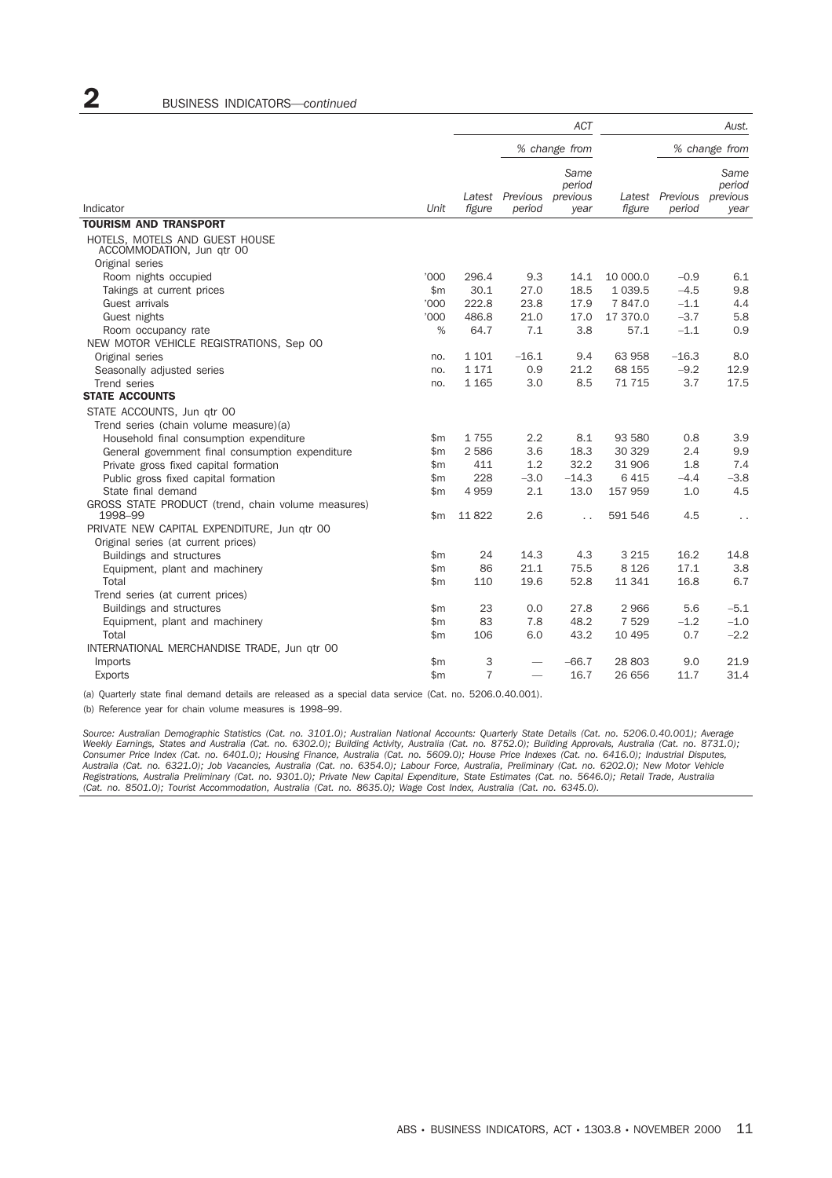## 2 BUSINESS INDICATORS—*continued*

| Indicator | Unit | ACT | | | Aust. | | |
|---|---|---|---|---|---|---|---|
| | | | *% change from* | | | *% change from* | |
| | | *Latest figure* | *Previous period* | *Same period previous year* | *Latest figure* | *Previous period* | *Same period previous year* |
| **TOURISM AND TRANSPORT** | | | | | | | |
| HOTELS, MOTELS AND GUEST HOUSE ACCOMMODATION, Jun qtr 00 | | | | | | | |
| Original series | | | | | | | |
| Room nights occupied | '000 | 296.4 | 9.3 | 14.1 | 10 000.0 | –0.9 | 6.1 |
| Takings at current prices | $m | 30.1 | 27.0 | 18.5 | 1 039.5 | –4.5 | 9.8 |
| Guest arrivals | '000 | 222.8 | 23.8 | 17.9 | 7 847.0 | –1.1 | 4.4 |
| Guest nights | '000 | 486.8 | 21.0 | 17.0 | 17 370.0 | –3.7 | 5.8 |
| Room occupancy rate | % | 64.7 | 7.1 | 3.8 | 57.1 | –1.1 | 0.9 |
| NEW MOTOR VEHICLE REGISTRATIONS, Sep 00 | | | | | | | |
| Original series | no. | 1 101 | –16.1 | 9.4 | 63 958 | –16.3 | 8.0 |
| Seasonally adjusted series | no. | 1 171 | 0.9 | 21.2 | 68 155 | –9.2 | 12.9 |
| Trend series | no. | 1 165 | 3.0 | 8.5 | 71 715 | 3.7 | 17.5 |
| **STATE ACCOUNTS** | | | | | | | |
| STATE ACCOUNTS, Jun qtr 00 | | | | | | | |
| Trend series (chain volume measure)(a) | | | | | | | |
| Household final consumption expenditure | $m | 1 755 | 2.2 | 8.1 | 93 580 | 0.8 | 3.9 |
| General government final consumption expenditure | $m | 2 586 | 3.6 | 18.3 | 30 329 | 2.4 | 9.9 |
| Private gross fixed capital formation | $m | 411 | 1.2 | 32.2 | 31 906 | 1.8 | 7.4 |
| Public gross fixed capital formation | $m | 228 | –3.0 | –14.3 | 6 415 | –4.4 | –3.8 |
| State final demand | $m | 4 959 | 2.1 | 13.0 | 157 959 | 1.0 | 4.5 |
| GROSS STATE PRODUCT (trend, chain volume measures) 1998–99 | $m | 11 822 | 2.6 | . . | 591 546 | 4.5 | . . |
| PRIVATE NEW CAPITAL EXPENDITURE, Jun qtr 00 | | | | | | | |
| Original series (at current prices) | | | | | | | |
| Buildings and structures | $m | 24 | 14.3 | 4.3 | 3 215 | 16.2 | 14.8 |
| Equipment, plant and machinery | $m | 86 | 21.1 | 75.5 | 8 126 | 17.1 | 3.8 |
| Total | $m | 110 | 19.6 | 52.8 | 11 341 | 16.8 | 6.7 |
| Trend series (at current prices) | | | | | | | |
| Buildings and structures | $m | 23 | 0.0 | 27.8 | 2 966 | 5.6 | –5.1 |
| Equipment, plant and machinery | $m | 83 | 7.8 | 48.2 | 7 529 | –1.2 | –1.0 |
| Total | $m | 106 | 6.0 | 43.2 | 10 495 | 0.7 | –2.2 |
| INTERNATIONAL MERCHANDISE TRADE, Jun qtr 00 | | | | | | | |
| Imports | $m | 3 | — | –66.7 | 28 803 | 9.0 | 21.9 |
| Exports | $m | 7 | — | 16.7 | 26 656 | 11.7 | 31.4 |

(a) Quarterly state final demand details are released as a special data service (Cat. no. 5206.0.40.001).

(b) Reference year for chain volume measures is 1998–99.

*Source: Australian Demographic Statistics (Cat. no. 3101.0); Australian National Accounts: Quarterly State Details (Cat. no. 5206.0.40.001); Average Weekly Earnings, States and Australia (Cat. no. 6302.0); Building Activity, Australia (Cat. no. 8752.0); Building Approvals, Australia (Cat. no. 8731.0); Consumer Price Index (Cat. no. 6401.0); Housing Finance, Australia (Cat. no. 5609.0); House Price Indexes (Cat. no. 6416.0); Industrial Disputes, Australia (Cat. no. 6321.0); Job Vacancies, Australia (Cat. no. 6354.0); Labour Force, Australia, Preliminary (Cat. no. 6202.0); New Motor Vehicle Registrations, Australia Preliminary (Cat. no. 9301.0); Private New Capital Expenditure, State Estimates (Cat. no. 5646.0); Retail Trade, Australia (Cat. no. 8501.0); Tourist Accommodation, Australia (Cat. no. 8635.0); Wage Cost Index, Australia (Cat. no. 6345.0).*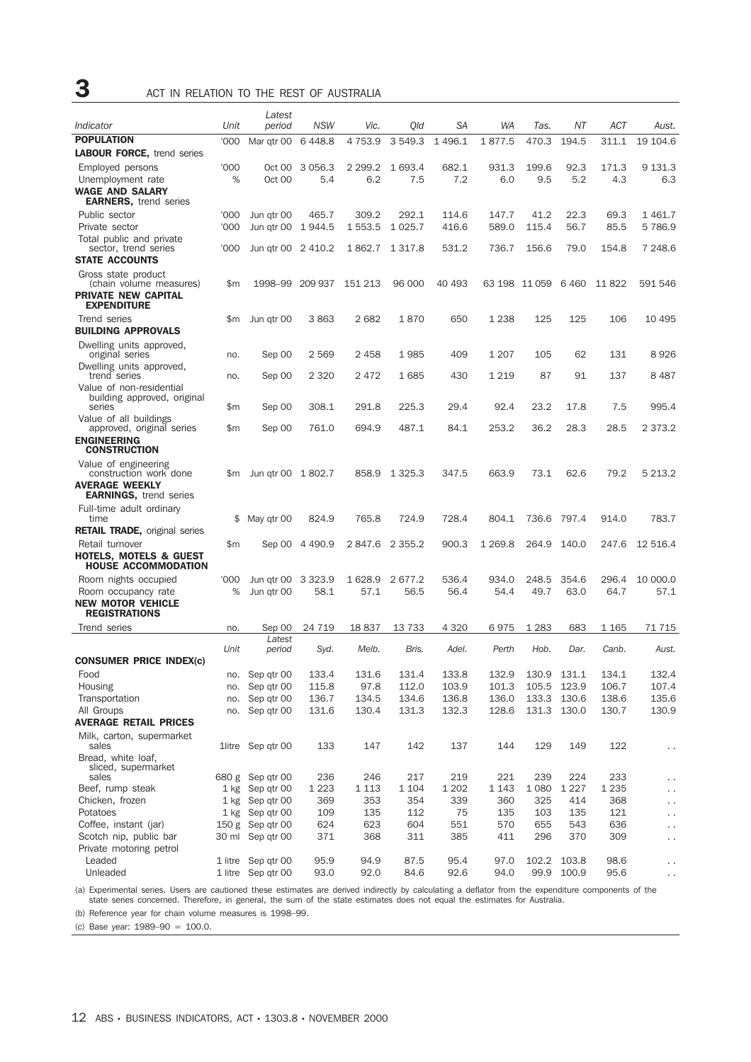# 3 ACT IN RELATION TO THE REST OF AUSTRALIA

| Indicator | Unit | Latest period | NSW | Vic. | Qld | SA | WA | Tas. | NT | ACT | Aust. |
|---|---|---|---|---|---|---|---|---|---|---|---|
| **POPULATION** | '000 | Mar qtr 00 | 6 448.8 | 4 753.9 | 3 549.3 | 1 496.1 | 1 877.5 | 470.3 | 194.5 | 311.1 | 19 104.6 |
| **LABOUR FORCE,** trend series | | | | | | | | | | | |
| Employed persons | '000 | Oct 00 | 3 056.3 | 2 299.2 | 1 693.4 | 682.1 | 931.3 | 199.6 | 92.3 | 171.3 | 9 131.3 |
| Unemployment rate | % | Oct 00 | 5.4 | 6.2 | 7.5 | 7.2 | 6.0 | 9.5 | 5.2 | 4.3 | 6.3 |
| **WAGE AND SALARY EARNERS,** trend series | | | | | | | | | | | |
| Public sector | '000 | Jun qtr 00 | 465.7 | 309.2 | 292.1 | 114.6 | 147.7 | 41.2 | 22.3 | 69.3 | 1 461.7 |
| Private sector | '000 | Jun qtr 00 | 1 944.5 | 1 553.5 | 1 025.7 | 416.6 | 589.0 | 115.4 | 56.7 | 85.5 | 5 786.9 |
| Total public and private sector, trend series | '000 | Jun qtr 00 | 2 410.2 | 1 862.7 | 1 317.8 | 531.2 | 736.7 | 156.6 | 79.0 | 154.8 | 7 248.6 |
| **STATE ACCOUNTS** | | | | | | | | | | | |
| Gross state product (chain volume measures) | $m | 1998–99 | 209 937 | 151 213 | 96 000 | 40 493 | 63 198 | 11 059 | 6 460 | 11 822 | 591 546 |
| **PRIVATE NEW CAPITAL EXPENDITURE** | | | | | | | | | | | |
| Trend series | $m | Jun qtr 00 | 3 863 | 2 682 | 1 870 | 650 | 1 238 | 125 | 125 | 106 | 10 495 |
| **BUILDING APPROVALS** | | | | | | | | | | | |
| Dwelling units approved, original series | no. | Sep 00 | 2 569 | 2 458 | 1 985 | 409 | 1 207 | 105 | 62 | 131 | 8 926 |
| Dwelling units approved, trend series | no. | Sep 00 | 2 320 | 2 472 | 1 685 | 430 | 1 219 | 87 | 91 | 137 | 8 487 |
| Value of non-residential building approved, original series | $m | Sep 00 | 308.1 | 291.8 | 225.3 | 29.4 | 92.4 | 23.2 | 17.8 | 7.5 | 995.4 |
| Value of all buildings approved, original series | $m | Sep 00 | 761.0 | 694.9 | 487.1 | 84.1 | 253.2 | 36.2 | 28.3 | 28.5 | 2 373.2 |
| **ENGINEERING CONSTRUCTION** | | | | | | | | | | | |
| Value of engineering construction work done | $m | Jun qtr 00 | 1 802.7 | 858.9 | 1 325.3 | 347.5 | 663.9 | 73.1 | 62.6 | 79.2 | 5 213.2 |
| **AVERAGE WEEKLY EARNINGS,** trend series | | | | | | | | | | | |
| Full-time adult ordinary time | $ | May qtr 00 | 824.9 | 765.8 | 724.9 | 728.4 | 804.1 | 736.6 | 797.4 | 914.0 | 783.7 |
| **RETAIL TRADE,** original series | | | | | | | | | | | |
| Retail turnover | $m | Sep 00 | 4 490.9 | 2 847.6 | 2 355.2 | 900.3 | 1 269.8 | 264.9 | 140.0 | 247.6 | 12 516.4 |
| **HOTELS, MOTELS & GUEST HOUSE ACCOMMODATION** | | | | | | | | | | | |
| Room nights occupied | '000 | Jun qtr 00 | 3 323.9 | 1 628.9 | 2 677.2 | 536.4 | 934.0 | 248.5 | 354.6 | 296.4 | 10 000.0 |
| Room occupancy rate | % | Jun qtr 00 | 58.1 | 57.1 | 56.5 | 56.4 | 54.4 | 49.7 | 63.0 | 64.7 | 57.1 |
| **NEW MOTOR VEHICLE REGISTRATIONS** | | | | | | | | | | | |
| Trend series | no. | Sep 00 | 24 719 | 18 837 | 13 733 | 4 320 | 6 975 | 1 283 | 683 | 1 165 | 71 715 |

| | Unit | Latest period | Syd. | Melb. | Bris. | Adel. | Perth | Hob. | Dar. | Canb. | Aust. |
|---|---|---|---|---|---|---|---|---|---|---|---|
| **CONSUMER PRICE INDEX(c)** | | | | | | | | | | | |
| Food | no. | Sep qtr 00 | 133.4 | 131.6 | 131.4 | 133.8 | 132.9 | 130.9 | 131.1 | 134.1 | 132.4 |
| Housing | no. | Sep qtr 00 | 115.8 | 97.8 | 112.0 | 103.9 | 101.3 | 105.5 | 123.9 | 106.7 | 107.4 |
| Transportation | no. | Sep qtr 00 | 136.7 | 134.5 | 134.6 | 136.8 | 136.0 | 133.3 | 130.6 | 138.6 | 135.6 |
| All Groups | no. | Sep qtr 00 | 131.6 | 130.4 | 131.3 | 132.3 | 128.6 | 131.3 | 130.0 | 130.7 | 130.9 |
| **AVERAGE RETAIL PRICES** | | | | | | | | | | | |
| Milk, carton, supermarket sales | 1litre | Sep qtr 00 | 133 | 147 | 142 | 137 | 144 | 129 | 149 | 122 | . . |
| Bread, white loaf, sliced, supermarket sales | 680 g | Sep qtr 00 | 236 | 246 | 217 | 219 | 221 | 239 | 224 | 233 | . . |
| Beef, rump steak | 1 kg | Sep qtr 00 | 1 223 | 1 113 | 1 104 | 1 202 | 1 143 | 1 080 | 1 227 | 1 235 | . . |
| Chicken, frozen | 1 kg | Sep qtr 00 | 369 | 353 | 354 | 339 | 360 | 325 | 414 | 368 | . . |
| Potatoes | 1 kg | Sep qtr 00 | 109 | 135 | 112 | 75 | 135 | 103 | 135 | 121 | . . |
| Coffee, instant (jar) | 150 g | Sep qtr 00 | 624 | 623 | 604 | 551 | 570 | 655 | 543 | 636 | . . |
| Scotch nip, public bar | 30 ml | Sep qtr 00 | 371 | 368 | 311 | 385 | 411 | 296 | 370 | 309 | . . |
| Private motoring petrol | | | | | | | | | | | |
| Leaded | 1 litre | Sep qtr 00 | 95.9 | 94.9 | 87.5 | 95.4 | 97.0 | 102.2 | 103.8 | 98.6 | . . |
| Unleaded | 1 litre | Sep qtr 00 | 93.0 | 92.0 | 84.6 | 92.6 | 94.0 | 99.9 | 100.9 | 95.6 | . . |

(a) Experimental series. Users are cautioned these estimates are derived indirectly by calculating a deflator from the expenditure components of the state series concerned. Therefore, in general, the sum of the state estimates does not equal the estimates for Australia.

(b) Reference year for chain volume measures is 1998–99.

(c) Base year: 1989–90 = 100.0.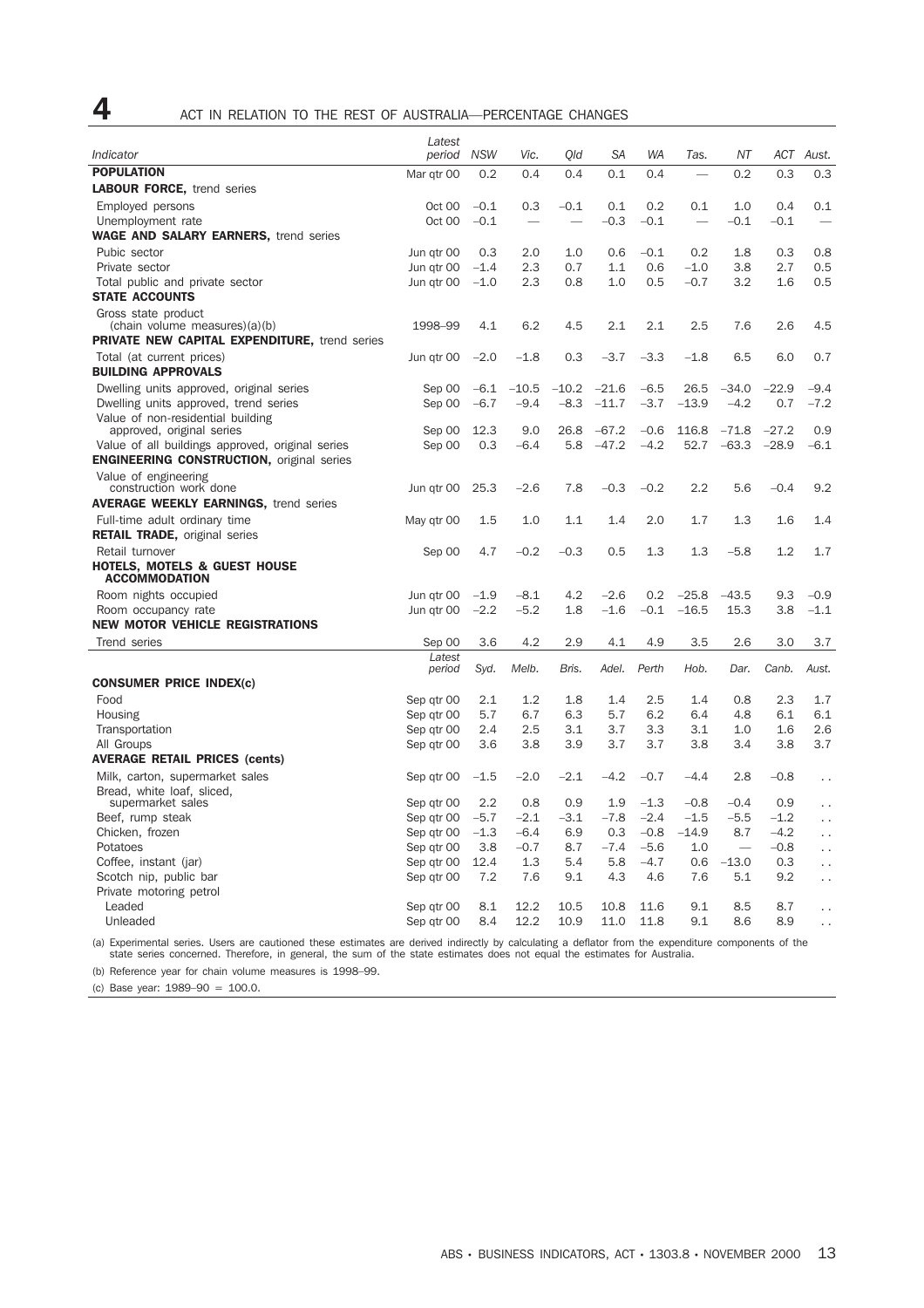# 4 ACT IN RELATION TO THE REST OF AUSTRALIA—PERCENTAGE CHANGES

| Indicator | Latest period | NSW | Vic. | Qld | SA | WA | Tas. | NT | ACT | Aust. |
|---|---|---|---|---|---|---|---|---|---|---|
| **POPULATION** | Mar qtr 00 | 0.2 | 0.4 | 0.4 | 0.1 | 0.4 | — | 0.2 | 0.3 | 0.3 |
| **LABOUR FORCE,** trend series | | | | | | | | | | |
| Employed persons | Oct 00 | –0.1 | 0.3 | –0.1 | 0.1 | 0.2 | 0.1 | 1.0 | 0.4 | 0.1 |
| Unemployment rate | Oct 00 | –0.1 | — | — | –0.3 | –0.1 | — | –0.1 | –0.1 | — |
| **WAGE AND SALARY EARNERS,** trend series | | | | | | | | | | |
| Pubic sector | Jun qtr 00 | 0.3 | 2.0 | 1.0 | 0.6 | –0.1 | 0.2 | 1.8 | 0.3 | 0.8 |
| Private sector | Jun qtr 00 | –1.4 | 2.3 | 0.7 | 1.1 | 0.6 | –1.0 | 3.8 | 2.7 | 0.5 |
| Total public and private sector | Jun qtr 00 | –1.0 | 2.3 | 0.8 | 1.0 | 0.5 | –0.7 | 3.2 | 1.6 | 0.5 |
| **STATE ACCOUNTS** | | | | | | | | | | |
| Gross state product (chain volume measures)(a)(b) | 1998–99 | 4.1 | 6.2 | 4.5 | 2.1 | 2.1 | 2.5 | 7.6 | 2.6 | 4.5 |
| **PRIVATE NEW CAPITAL EXPENDITURE,** trend series | | | | | | | | | | |
| Total (at current prices) | Jun qtr 00 | –2.0 | –1.8 | 0.3 | –3.7 | –3.3 | –1.8 | 6.5 | 6.0 | 0.7 |
| **BUILDING APPROVALS** | | | | | | | | | | |
| Dwelling units approved, original series | Sep 00 | –6.1 | –10.5 | –10.2 | –21.6 | –6.5 | 26.5 | –34.0 | –22.9 | –9.4 |
| Dwelling units approved, trend series | Sep 00 | –6.7 | –9.4 | –8.3 | –11.7 | –3.7 | –13.9 | –4.2 | 0.7 | –7.2 |
| Value of non-residential building approved, original series | Sep 00 | 12.3 | 9.0 | 26.8 | –67.2 | –0.6 | 116.8 | –71.8 | –27.2 | 0.9 |
| Value of all buildings approved, original series | Sep 00 | 0.3 | –6.4 | 5.8 | –47.2 | –4.2 | 52.7 | –63.3 | –28.9 | –6.1 |
| **ENGINEERING CONSTRUCTION,** original series | | | | | | | | | | |
| Value of engineering construction work done | Jun qtr 00 | 25.3 | –2.6 | 7.8 | –0.3 | –0.2 | 2.2 | 5.6 | –0.4 | 9.2 |
| **AVERAGE WEEKLY EARNINGS,** trend series | | | | | | | | | | |
| Full-time adult ordinary time | May qtr 00 | 1.5 | 1.0 | 1.1 | 1.4 | 2.0 | 1.7 | 1.3 | 1.6 | 1.4 |
| **RETAIL TRADE,** original series | | | | | | | | | | |
| Retail turnover | Sep 00 | 4.7 | –0.2 | –0.3 | 0.5 | 1.3 | 1.3 | –5.8 | 1.2 | 1.7 |
| **HOTELS, MOTELS & GUEST HOUSE ACCOMMODATION** | | | | | | | | | | |
| Room nights occupied | Jun qtr 00 | –1.9 | –8.1 | 4.2 | –2.6 | 0.2 | –25.8 | –43.5 | 9.3 | –0.9 |
| Room occupancy rate | Jun qtr 00 | –2.2 | –5.2 | 1.8 | –1.6 | –0.1 | –16.5 | 15.3 | 3.8 | –1.1 |
| **NEW MOTOR VEHICLE REGISTRATIONS** | | | | | | | | | | |
| Trend series | Sep 00 | 3.6 | 4.2 | 2.9 | 4.1 | 4.9 | 3.5 | 2.6 | 3.0 | 3.7 |
| | *Latest period* | *Syd.* | *Melb.* | *Bris.* | *Adel.* | *Perth* | *Hob.* | *Dar.* | *Canb.* | *Aust.* |
| **CONSUMER PRICE INDEX(c)** | | | | | | | | | | |
| Food | Sep qtr 00 | 2.1 | 1.2 | 1.8 | 1.4 | 2.5 | 1.4 | 0.8 | 2.3 | 1.7 |
| Housing | Sep qtr 00 | 5.7 | 6.7 | 6.3 | 5.7 | 6.2 | 6.4 | 4.8 | 6.1 | 6.1 |
| Transportation | Sep qtr 00 | 2.4 | 2.5 | 3.1 | 3.7 | 3.3 | 3.1 | 1.0 | 1.6 | 2.6 |
| All Groups | Sep qtr 00 | 3.6 | 3.8 | 3.9 | 3.7 | 3.7 | 3.8 | 3.4 | 3.8 | 3.7 |
| **AVERAGE RETAIL PRICES (cents)** | | | | | | | | | | |
| Milk, carton, supermarket sales | Sep qtr 00 | –1.5 | –2.0 | –2.1 | –4.2 | –0.7 | –4.4 | 2.8 | –0.8 | . . |
| Bread, white loaf, sliced, supermarket sales | Sep qtr 00 | 2.2 | 0.8 | 0.9 | 1.9 | –1.3 | –0.8 | –0.4 | 0.9 | . . |
| Beef, rump steak | Sep qtr 00 | –5.7 | –2.1 | –3.1 | –7.8 | –2.4 | –1.5 | –5.5 | –1.2 | . . |
| Chicken, frozen | Sep qtr 00 | –1.3 | –6.4 | 6.9 | 0.3 | –0.8 | –14.9 | 8.7 | –4.2 | . . |
| Potatoes | Sep qtr 00 | 3.8 | –0.7 | 8.7 | –7.4 | –5.6 | 1.0 | — | –0.8 | . . |
| Coffee, instant (jar) | Sep qtr 00 | 12.4 | 1.3 | 5.4 | 5.8 | –4.7 | 0.6 | –13.0 | 0.3 | . . |
| Scotch nip, public bar | Sep qtr 00 | 7.2 | 7.6 | 9.1 | 4.3 | 4.6 | 7.6 | 5.1 | 9.2 | . . |
| Private motoring petrol | | | | | | | | | | |
| Leaded | Sep qtr 00 | 8.1 | 12.2 | 10.5 | 10.8 | 11.6 | 9.1 | 8.5 | 8.7 | . . |
| Unleaded | Sep qtr 00 | 8.4 | 12.2 | 10.9 | 11.0 | 11.8 | 9.1 | 8.6 | 8.9 | . . |

(a) Experimental series. Users are cautioned these estimates are derived indirectly by calculating a deflator from the expenditure components of the state series concerned. Therefore, in general, the sum of the state estimates does not equal the estimates for Australia.

(b) Reference year for chain volume measures is 1998–99.

(c) Base year: 1989–90 = 100.0.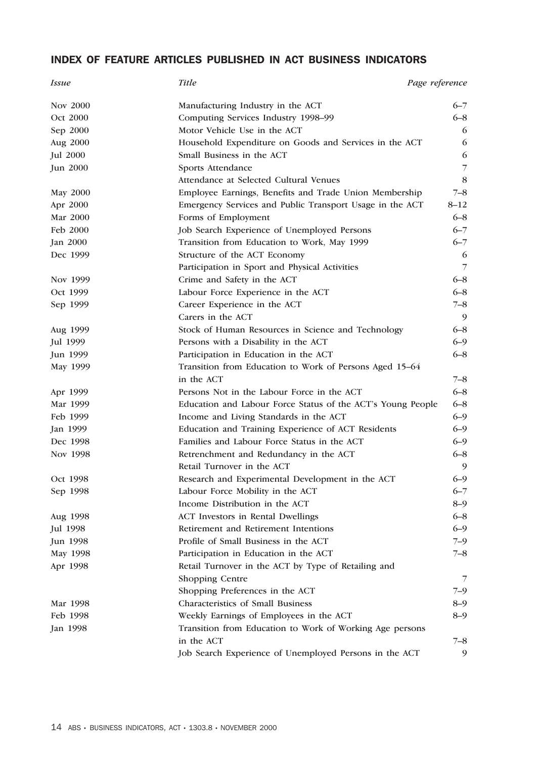## INDEX OF FEATURE ARTICLES PUBLISHED IN ACT BUSINESS INDICATORS

| *Issue* | *Title* | *Page reference* |
|---|---|---|
| Nov 2000 | Manufacturing Industry in the ACT | 6–7 |
| Oct 2000 | Computing Services Industry 1998–99 | 6–8 |
| Sep 2000 | Motor Vehicle Use in the ACT | 6 |
| Aug 2000 | Household Expenditure on Goods and Services in the ACT | 6 |
| Jul 2000 | Small Business in the ACT | 6 |
| Jun 2000 | Sports Attendance | 7 |
| | Attendance at Selected Cultural Venues | 8 |
| May 2000 | Employee Earnings, Benefits and Trade Union Membership | 7–8 |
| Apr 2000 | Emergency Services and Public Transport Usage in the ACT | 8–12 |
| Mar 2000 | Forms of Employment | 6–8 |
| Feb 2000 | Job Search Experience of Unemployed Persons | 6–7 |
| Jan 2000 | Transition from Education to Work, May 1999 | 6–7 |
| Dec 1999 | Structure of the ACT Economy | 6 |
| | Participation in Sport and Physical Activities | 7 |
| Nov 1999 | Crime and Safety in the ACT | 6–8 |
| Oct 1999 | Labour Force Experience in the ACT | 6–8 |
| Sep 1999 | Career Experience in the ACT | 7–8 |
| | Carers in the ACT | 9 |
| Aug 1999 | Stock of Human Resources in Science and Technology | 6–8 |
| Jul 1999 | Persons with a Disability in the ACT | 6–9 |
| Jun 1999 | Participation in Education in the ACT | 6–8 |
| May 1999 | Transition from Education to Work of Persons Aged 15–64 in the ACT | 7–8 |
| Apr 1999 | Persons Not in the Labour Force in the ACT | 6–8 |
| Mar 1999 | Education and Labour Force Status of the ACT's Young People | 6–8 |
| Feb 1999 | Income and Living Standards in the ACT | 6–9 |
| Jan 1999 | Education and Training Experience of ACT Residents | 6–9 |
| Dec 1998 | Families and Labour Force Status in the ACT | 6–9 |
| Nov 1998 | Retrenchment and Redundancy in the ACT | 6–8 |
| | Retail Turnover in the ACT | 9 |
| Oct 1998 | Research and Experimental Development in the ACT | 6–9 |
| Sep 1998 | Labour Force Mobility in the ACT | 6–7 |
| | Income Distribution in the ACT | 8–9 |
| Aug 1998 | ACT Investors in Rental Dwellings | 6–8 |
| Jul 1998 | Retirement and Retirement Intentions | 6–9 |
| Jun 1998 | Profile of Small Business in the ACT | 7–9 |
| May 1998 | Participation in Education in the ACT | 7–8 |
| Apr 1998 | Retail Turnover in the ACT by Type of Retailing and Shopping Centre | 7 |
| | Shopping Preferences in the ACT | 7–9 |
| Mar 1998 | Characteristics of Small Business | 8–9 |
| Feb 1998 | Weekly Earnings of Employees in the ACT | 8–9 |
| Jan 1998 | Transition from Education to Work of Working Age persons in the ACT | 7–8 |
| | Job Search Experience of Unemployed Persons in the ACT | 9 |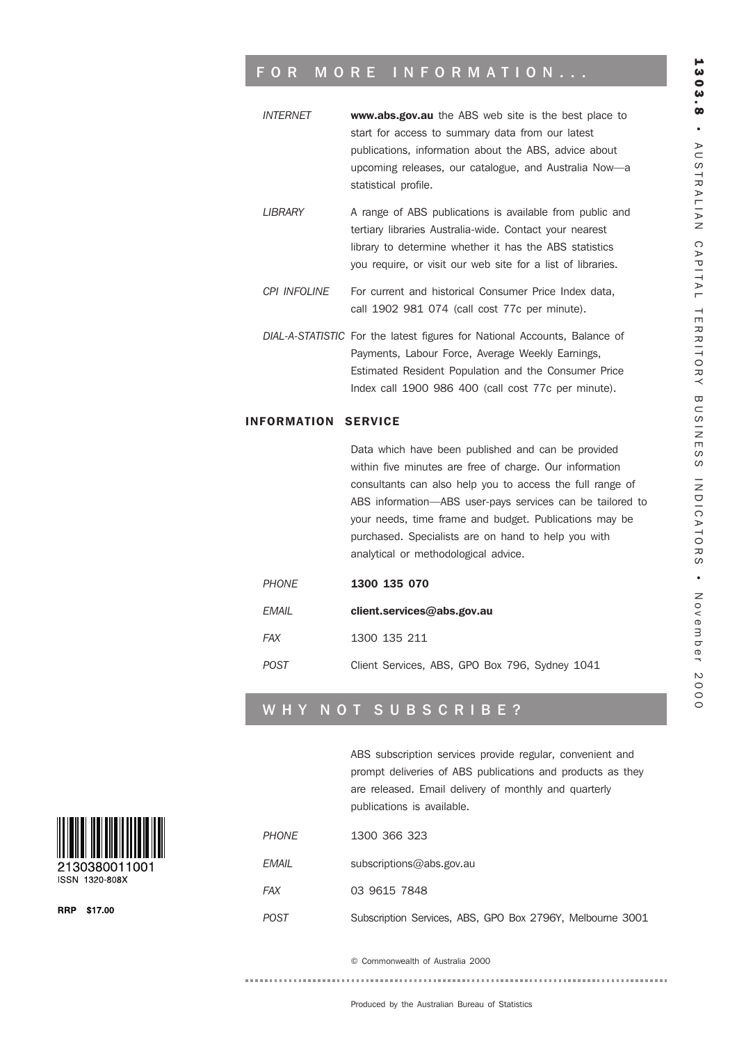## FOR MORE INFORMATION...

*INTERNET* **www.abs.gov.au** the ABS web site is the best place to start for access to summary data from our latest publications, information about the ABS, advice about upcoming releases, our catalogue, and Australia Now—a statistical profile.

*LIBRARY* A range of ABS publications is available from public and tertiary libraries Australia-wide. Contact your nearest library to determine whether it has the ABS statistics you require, or visit our web site for a list of libraries.

*CPI INFOLINE* For current and historical Consumer Price Index data, call 1902 981 074 (call cost 77c per minute).

*DIAL-A-STATISTIC* For the latest figures for National Accounts, Balance of Payments, Labour Force, Average Weekly Earnings, Estimated Resident Population and the Consumer Price Index call 1900 986 400 (call cost 77c per minute).

### INFORMATION SERVICE

Data which have been published and can be provided within five minutes are free of charge. Our information consultants can also help you to access the full range of ABS information—ABS user-pays services can be tailored to your needs, time frame and budget. Publications may be purchased. Specialists are on hand to help you with analytical or methodological advice.

*PHONE* **1300 135 070**

*EMAIL* **client.services@abs.gov.au**

*FAX* 1300 135 211

*POST* Client Services, ABS, GPO Box 796, Sydney 1041

## WHY NOT SUBSCRIBE?

ABS subscription services provide regular, convenient and prompt deliveries of ABS publications and products as they are released. Email delivery of monthly and quarterly publications is available.

*PHONE* 1300 366 323

*EMAIL* subscriptions@abs.gov.au

*FAX* 03 9615 7848

*POST* Subscription Services, ABS, GPO Box 2796Y, Melbourne 3001

2130380011001
ISSN 1320-808X

**RRP $17.00**

© Commonwealth of Australia 2000

Produced by the Australian Bureau of Statistics